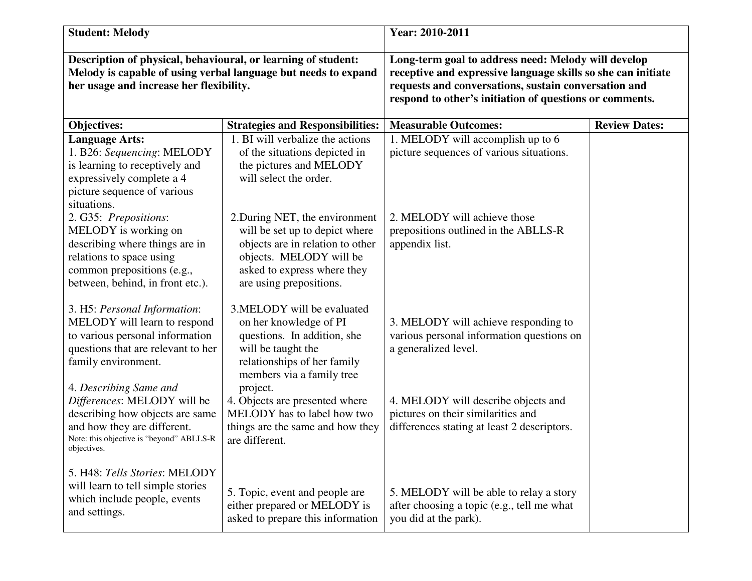| **Student: Melody** | | **Year: 2010-2011** | |
|---|---|---|---|
| **Description of physical, behavioural, or learning of student: Melody is capable of using verbal language but needs to expand her usage and increase her flexibility.** | | **Long-term goal to address need: Melody will develop receptive and expressive language skills so she can initiate requests and conversations, sustain conversation and respond to other's initiation of questions or comments.** | |
| **Objectives:** | **Strategies and Responsibilities:** | **Measurable Outcomes:** | **Review Dates:** |
| **Language Arts:**<br>1. B26: *Sequencing*: MELODY is learning to receptively and expressively complete a 4 picture sequence of various situations. | 1. BI will verbalize the actions of the situations depicted in the pictures and MELODY will select the order. | 1. MELODY will accomplish up to 6 picture sequences of various situations. | |
| 2. G35: *Prepositions*: MELODY is working on describing where things are in relations to space using common prepositions (e.g., between, behind, in front etc.). | 2. During NET, the environment will be set up to depict where objects are in relation to other objects. MELODY will be asked to express where they are using prepositions. | 2. MELODY will achieve those prepositions outlined in the ABLLS-R appendix list. | |
| 3. H5: *Personal Information*: MELODY will learn to respond to various personal information questions that are relevant to her family environment. | 3. MELODY will be evaluated on her knowledge of PI questions. In addition, she will be taught the relationships of her family members via a family tree project. | 3. MELODY will achieve responding to various personal information questions on a generalized level. | |
| 4. *Describing Same and Differences*: MELODY will be describing how objects are same and how they are different.<br>Note: this objective is "beyond" ABLLS-R objectives. | 4. Objects are presented where MELODY has to label how two things are the same and how they are different. | 4. MELODY will describe objects and pictures on their similarities and differences stating at least 2 descriptors. | |
| 5. H48: *Tells Stories*: MELODY will learn to tell simple stories which include people, events and settings. | 5. Topic, event and people are either prepared or MELODY is asked to prepare this information | 5. MELODY will be able to relay a story after choosing a topic (e.g., tell me what you did at the park). | |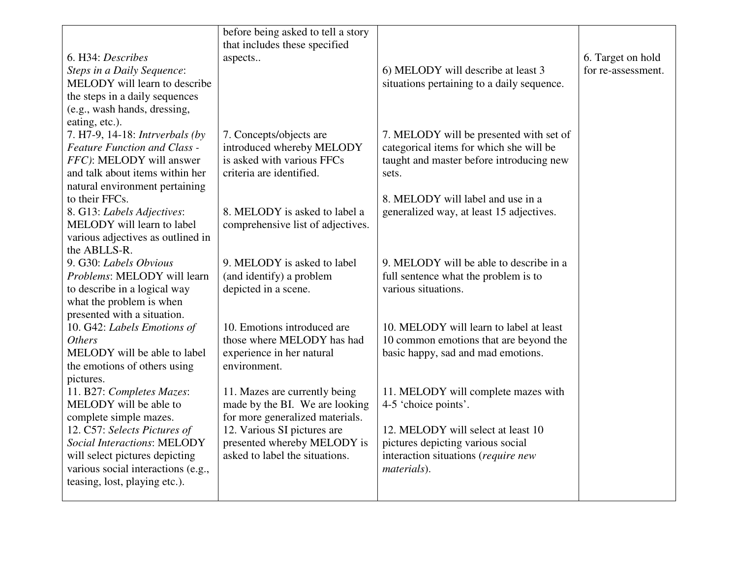| | | | |
|---|---|---|---|
| | before being asked to tell a story that includes these specified aspects.. | | |
| 6. H34: *Describes Steps in a Daily Sequence*: MELODY will learn to describe the steps in a daily sequences (e.g., wash hands, dressing, eating, etc.). | | 6) MELODY will describe at least 3 situations pertaining to a daily sequence. | 6. Target on hold for re-assessment. |
| 7. H7-9, 14-18: *Intrverbals (by Feature Function and Class - FFC)*: MELODY will answer and talk about items within her natural environment pertaining to their FFCs. | 7. Concepts/objects are introduced whereby MELODY is asked with various FFCs criteria are identified. | 7. MELODY will be presented with set of categorical items for which she will be taught and master before introducing new sets. | |
| 8. G13: *Labels Adjectives*: MELODY will learn to label various adjectives as outlined in the ABLLS-R. | 8. MELODY is asked to label a comprehensive list of adjectives. | 8. MELODY will label and use in a generalized way, at least 15 adjectives. | |
| 9. G30: *Labels Obvious Problems*: MELODY will learn to describe in a logical way what the problem is when presented with a situation. | 9. MELODY is asked to label (and identify) a problem depicted in a scene. | 9. MELODY will be able to describe in a full sentence what the problem is to various situations. | |
| 10. G42: *Labels Emotions of Others* MELODY will be able to label the emotions of others using pictures. | 10. Emotions introduced are those where MELODY has had experience in her natural environment. | 10. MELODY will learn to label at least 10 common emotions that are beyond the basic happy, sad and mad emotions. | |
| 11. B27: *Completes Mazes*: MELODY will be able to complete simple mazes. | 11. Mazes are currently being made by the BI. We are looking for more generalized materials. | 11. MELODY will complete mazes with 4-5 'choice points'. | |
| 12. C57: *Selects Pictures of Social Interactions*: MELODY will select pictures depicting various social interactions (e.g., teasing, lost, playing etc.). | 12. Various SI pictures are presented whereby MELODY is asked to label the situations. | 12. MELODY will select at least 10 pictures depicting various social interaction situations (*require new materials*). | |